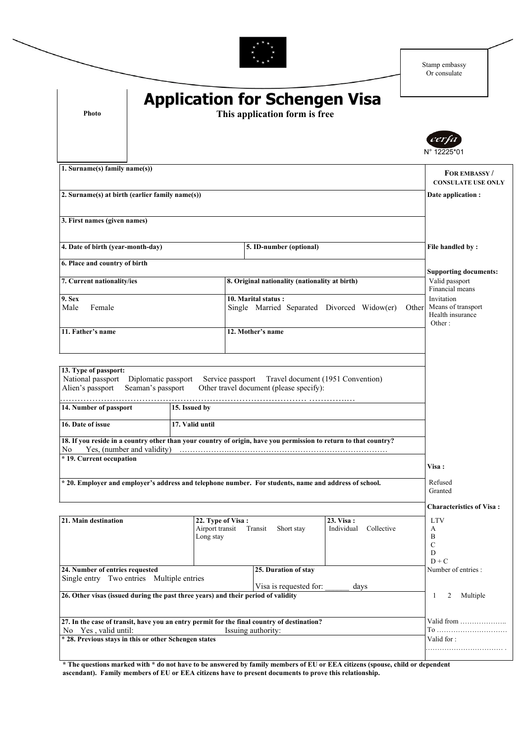Stamp embassy
Or consulate

Photo

# Application for Schengen Visa

**This application form is free**

N° 12225*01

| | **FOR EMBASSY / CONSULATE USE ONLY** |
|---|---|
| **1. Surname(s) family name(s))** | |
| **2. Surname(s) at birth (earlier family name(s))** | **Date application :** |
| **3. First names (given names)** | |
| **4. Date of birth (year-month-day)** / **5. ID-number (optional)** | **File handled by :** |
| **6. Place and country of birth** | **Supporting documents:** |
| **7. Current nationality/ies** / **8. Original nationality (nationality at birth)** | Valid passport<br>Financial means |
| **9. Sex**<br>Male Female / **10. Marital status :**<br>Single Married Separated Divorced Widow(er) Other | Invitation<br>Means of transport<br>Health insurance<br>Other : |
| **11. Father's name** / **12. Mother's name** | |
| **13. Type of passport:**<br>National passport Diplomatic passport Service passport Travel document (1951 Convention)<br>Alien's passport Seaman's passport Other travel document (please specify):<br>…………………………………………………………………………… …………..… | |
| **14. Number of passport** / **15. Issued by** | |
| **16. Date of issue** / **17. Valid until** | |
| **18. If you reside in a country other than your country of origin, have you permission to return to that country?**<br>No Yes, (number and validity) …………….……………………………………………………… | |
| *** 19. Current occupation** | **Visa :** |
| *** 20. Employer and employer's address and telephone number. For students, name and address of school.** | Refused<br>Granted |
| | **Characteristics of Visa :** |
| **21. Main destination** / **22. Type of Visa :**<br>Airport transit Transit Short stay<br>Long stay / **23. Visa :**<br>Individual Collective | LTV<br>A<br>B<br>C<br>D<br>D + C |
| **24. Number of entries requested**<br>Single entry Two entries Multiple entries / **25. Duration of stay**<br>Visa is requested for: ______ days | Number of entries : |
| **26. Other visas (issued during the past three years) and their period of validity** | 1 2 Multiple |
| **27. In the case of transit, have you an entry permit for the final country of destination?**<br>No Yes , valid until: Issuing authority: | Valid from ………………..<br>To ………………………… |
| *** 28. Previous stays in this or other Schengen states** | Valid for :<br>…………………………… . |

*** The questions marked with * do not have to be answered by family members of EU or EEA citizens (spouse, child or dependent ascendant). Family members of EU or EEA citizens have to present documents to prove this relationship.**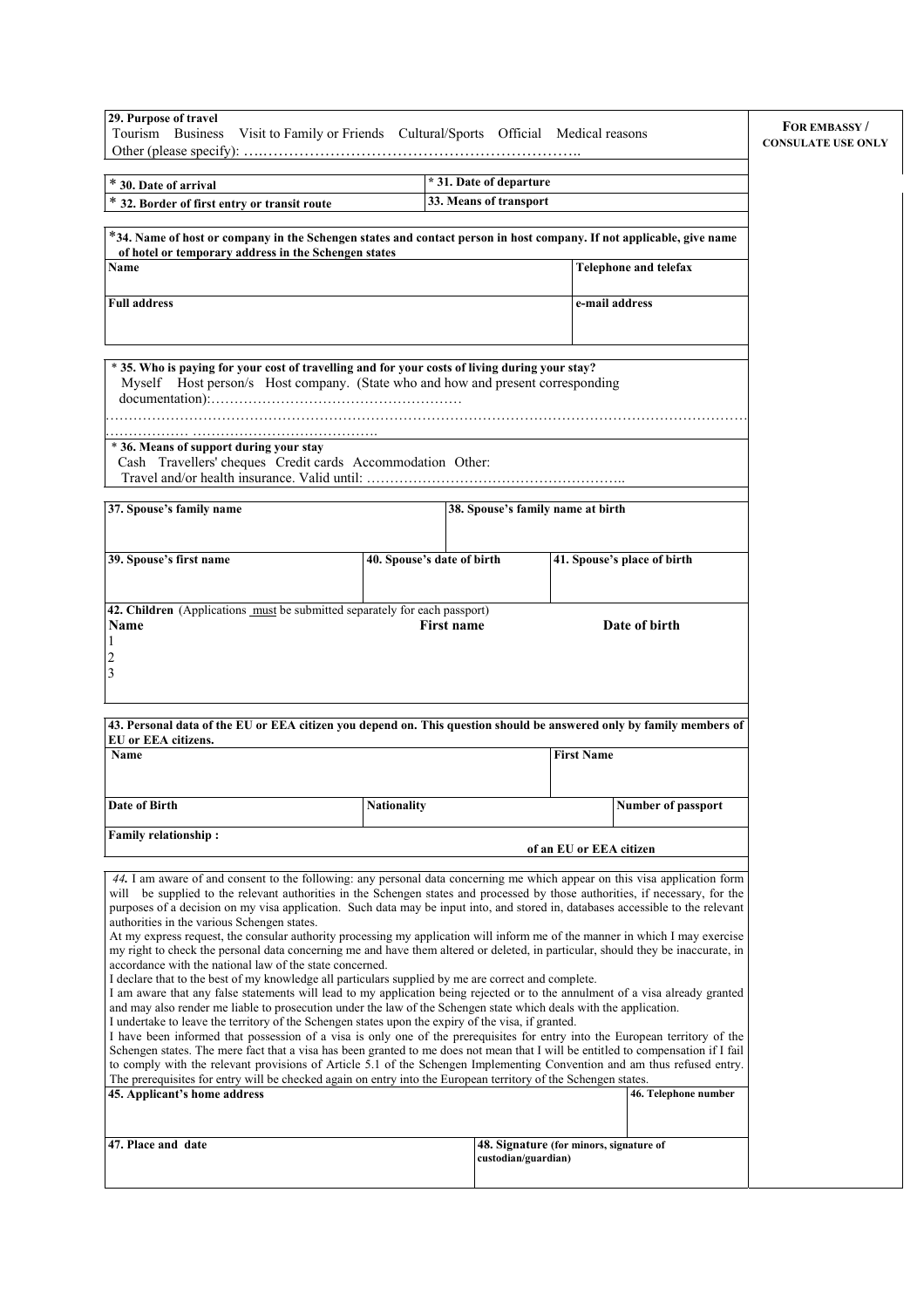**29. Purpose of travel**
Tourism Business Visit to Family or Friends Cultural/Sports Official Medical reasons
Other (please specify): ….………………………………………………………..

**FOR EMBASSY / CONSULATE USE ONLY**

| | |
|---|---|
| **\* 30. Date of arrival** | **\* 31. Date of departure** |
| **\* 32. Border of first entry or transit route** | **33. Means of transport** |

**\*34. Name of host or company in the Schengen states and contact person in host company. If not applicable, give name of hotel or temporary address in the Schengen states**

| | |
|---|---|
| **Name** | **Telephone and telefax** |
| **Full address** | **e-mail address** |

**\* 35. Who is paying for your cost of travelling and for your costs of living during your stay?**
Myself Host person/s Host company. (State who and how and present corresponding documentation):………………………………………………
………………………………………………………………………………………………………………………
……………… ………………………………….

**\* 36. Means of support during your stay**
Cash Travellers' cheques Credit cards Accommodation Other:
Travel and/or health insurance. Valid until: ………………………………………………..

| | | |
|---|---|---|
| **37. Spouse's family name** | | **38. Spouse's family name at birth** |
| **39. Spouse's first name** | **40. Spouse's date of birth** | **41. Spouse's place of birth** |

**42. Children** (Applications must be submitted separately for each passport)

| **Name** | **First name** | **Date of birth** |
|---|---|---|
| 1 | | |
| 2 | | |
| 3 | | |

**43. Personal data of the EU or EEA citizen you depend on. This question should be answered only by family members of EU or EEA citizens.**

| | | |
|---|---|---|
| **Name** | | **First Name** |
| **Date of Birth** | **Nationality** | **Number of passport** |
| **Family relationship :** | | **of an EU or EEA citizen** |

*44.* I am aware of and consent to the following: any personal data concerning me which appear on this visa application form will be supplied to the relevant authorities in the Schengen states and processed by those authorities, if necessary, for the purposes of a decision on my visa application. Such data may be input into, and stored in, databases accessible to the relevant authorities in the various Schengen states.
At my express request, the consular authority processing my application will inform me of the manner in which I may exercise my right to check the personal data concerning me and have them altered or deleted, in particular, should they be inaccurate, in accordance with the national law of the state concerned.
I declare that to the best of my knowledge all particulars supplied by me are correct and complete.
I am aware that any false statements will lead to my application being rejected or to the annulment of a visa already granted and may also render me liable to prosecution under the law of the Schengen state which deals with the application.
I undertake to leave the territory of the Schengen states upon the expiry of the visa, if granted.
I have been informed that possession of a visa is only one of the prerequisites for entry into the European territory of the Schengen states. The mere fact that a visa has been granted to me does not mean that I will be entitled to compensation if I fail to comply with the relevant provisions of Article 5.1 of the Schengen Implementing Convention and am thus refused entry. The prerequisites for entry will be checked again on entry into the European territory of the Schengen states.

| | |
|---|---|
| **45. Applicant's home address** | **46. Telephone number** |
| **47. Place and date** | **48. Signature (for minors, signature of custodian/guardian)** |